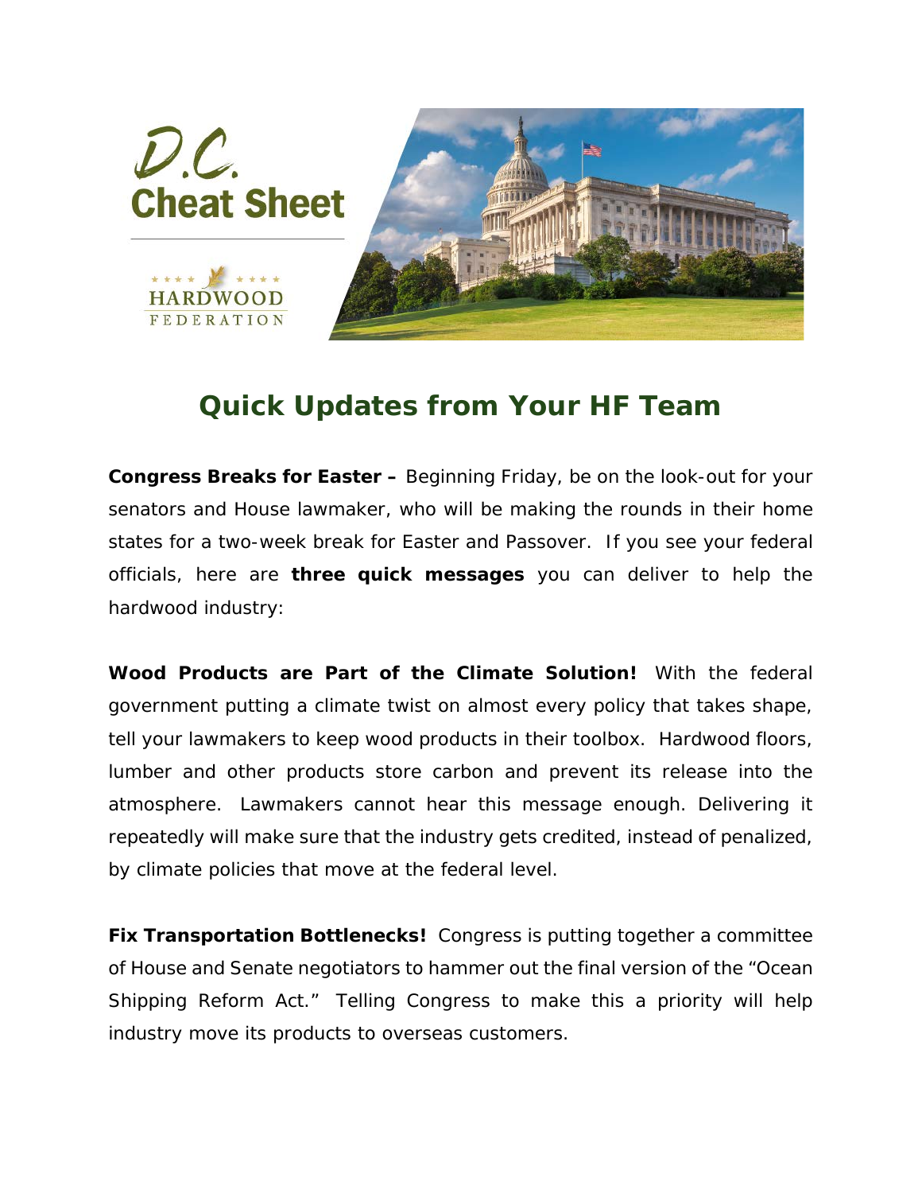# D.C. Cheat Sheet

HARDWOOD FEDERATION

## Quick Updates from Your HF Team

**Congress Breaks for Easter –** Beginning Friday, be on the look-out for your senators and House lawmaker, who will be making the rounds in their home states for a two-week break for Easter and Passover. If you see your federal officials, here are **three quick messages** you can deliver to help the hardwood industry:

**Wood Products are Part of the Climate Solution!** With the federal government putting a climate twist on almost every policy that takes shape, tell your lawmakers to keep wood products in their toolbox. Hardwood floors, lumber and other products store carbon and prevent its release into the atmosphere. Lawmakers cannot hear this message enough. Delivering it repeatedly will make sure that the industry gets credited, instead of penalized, by climate policies that move at the federal level.

**Fix Transportation Bottlenecks!** Congress is putting together a committee of House and Senate negotiators to hammer out the final version of the "Ocean Shipping Reform Act." Telling Congress to make this a priority will help industry move its products to overseas customers.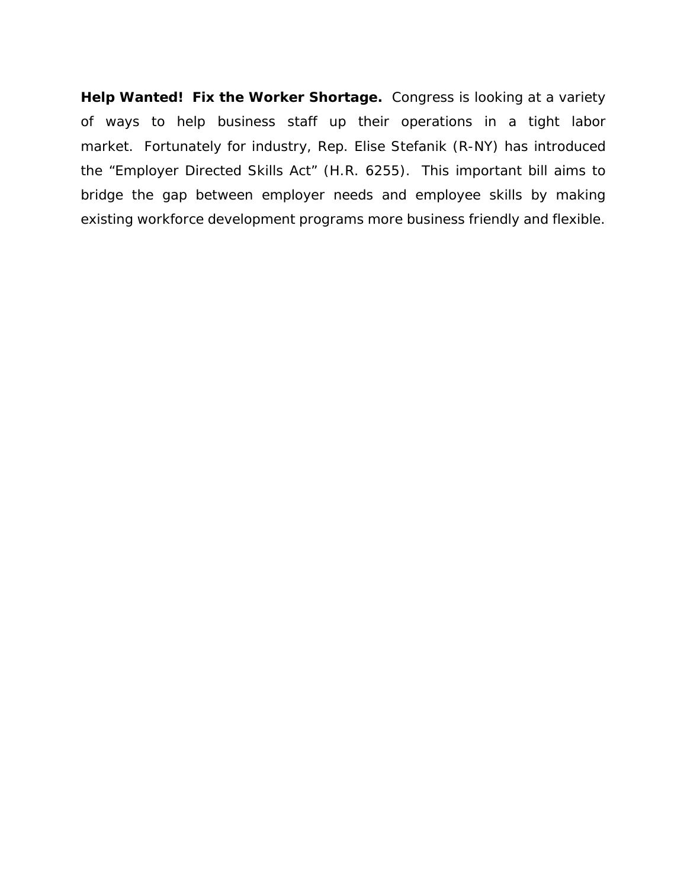**Help Wanted! Fix the Worker Shortage.** Congress is looking at a variety of ways to help business staff up their operations in a tight labor market. Fortunately for industry, Rep. Elise Stefanik (R-NY) has introduced the "Employer Directed Skills Act" (H.R. 6255). This important bill aims to bridge the gap between employer needs and employee skills by making existing workforce development programs more business friendly and flexible.